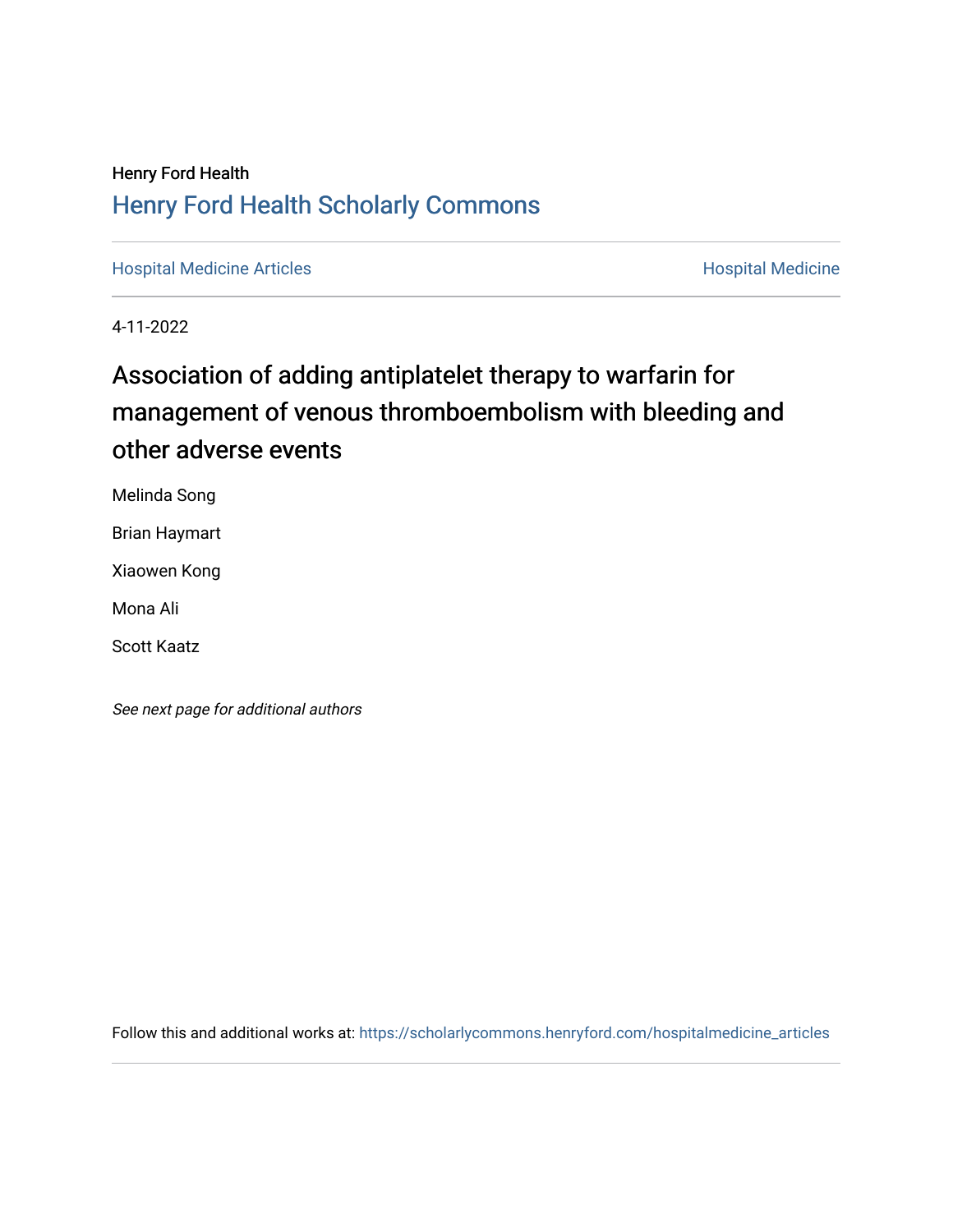Henry Ford Health

## Henry Ford Health Scholarly Commons

Hospital Medicine Articles | Hospital Medicine

4-11-2022

# Association of adding antiplatelet therapy to warfarin for management of venous thromboembolism with bleeding and other adverse events

Melinda Song

Brian Haymart

Xiaowen Kong

Mona Ali

Scott Kaatz

*See next page for additional authors*

Follow this and additional works at: https://scholarlycommons.henryford.com/hospitalmedicine_articles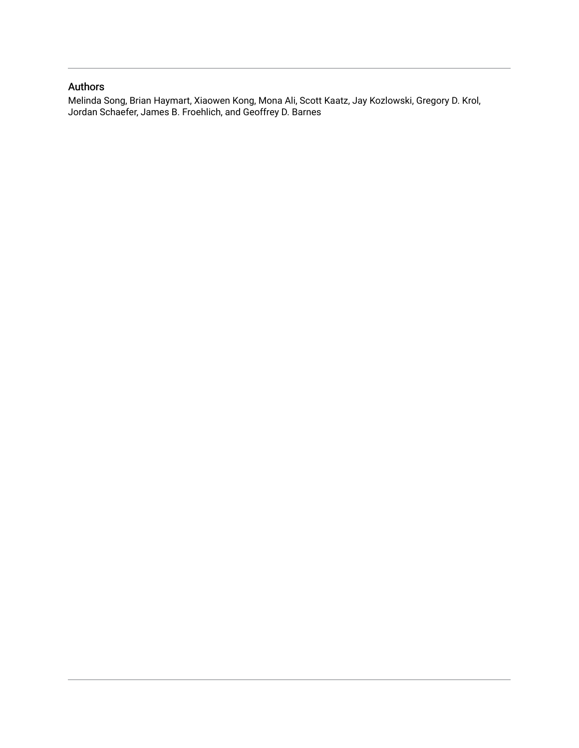## Authors

Melinda Song, Brian Haymart, Xiaowen Kong, Mona Ali, Scott Kaatz, Jay Kozlowski, Gregory D. Krol, Jordan Schaefer, James B. Froehlich, and Geoffrey D. Barnes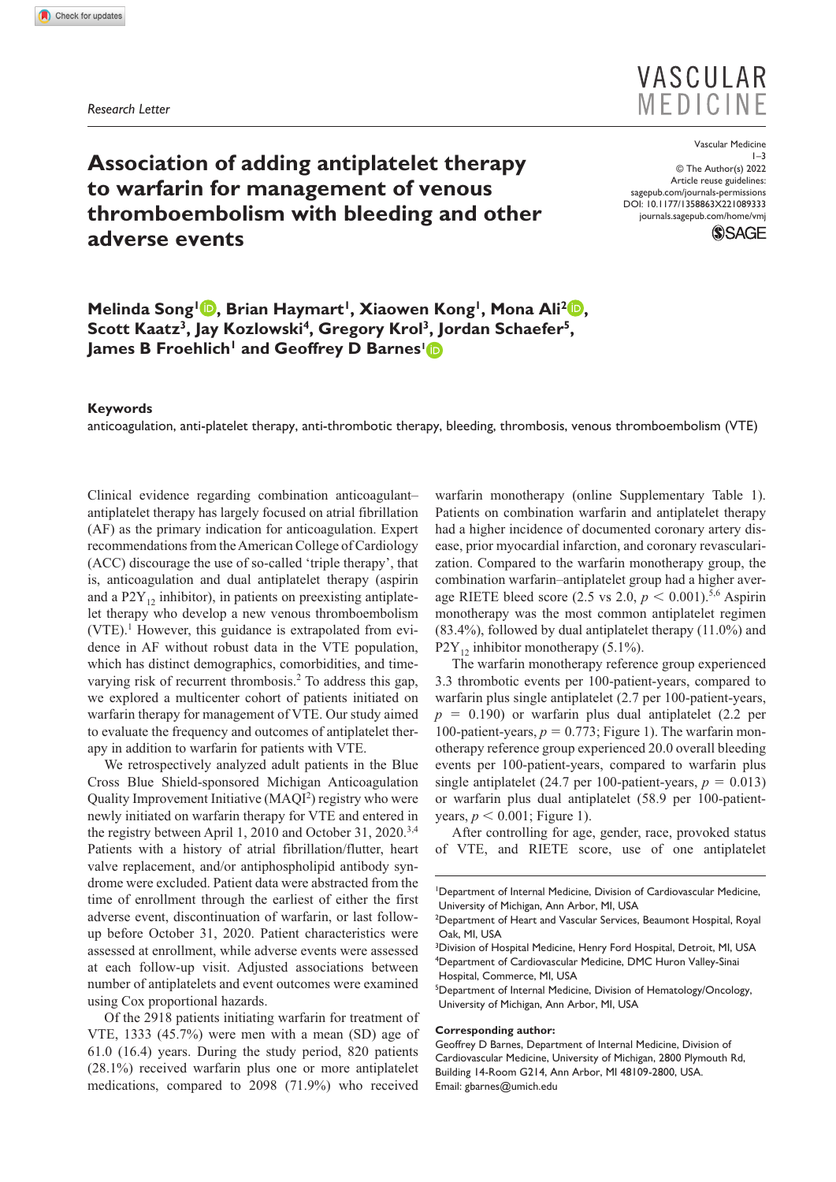*Research Letter*

# Association of adding antiplatelet therapy to warfarin for management of venous thromboembolism with bleeding and other adverse events

**Melinda Song[1], Brian Haymart[1], Xiaowen Kong[1], Mona Ali[2], Scott Kaatz[3], Jay Kozlowski[4], Gregory Krol[3], Jordan Schaefer[5], James B Froehlich[1] and Geoffrey D Barnes[1]**

### Keywords

anticoagulation, anti-platelet therapy, anti-thrombotic therapy, bleeding, thrombosis, venous thromboembolism (VTE)

Clinical evidence regarding combination anticoagulant–antiplatelet therapy has largely focused on atrial fibrillation (AF) as the primary indication for anticoagulation. Expert recommendations from the American College of Cardiology (ACC) discourage the use of so-called 'triple therapy', that is, anticoagulation and dual antiplatelet therapy (aspirin and a $P2Y_{12}$ inhibitor), in patients on preexisting antiplatelet therapy who develop a new venous thromboembolism (VTE).[1] However, this guidance is extrapolated from evidence in AF without robust data in the VTE population, which has distinct demographics, comorbidities, and time-varying risk of recurrent thrombosis.[2] To address this gap, we explored a multicenter cohort of patients initiated on warfarin therapy for management of VTE. Our study aimed to evaluate the frequency and outcomes of antiplatelet therapy in addition to warfarin for patients with VTE.

We retrospectively analyzed adult patients in the Blue Cross Blue Shield-sponsored Michigan Anticoagulation Quality Improvement Initiative (MAQI²) registry who were newly initiated on warfarin therapy for VTE and entered in the registry between April 1, 2010 and October 31, 2020.[3,4] Patients with a history of atrial fibrillation/flutter, heart valve replacement, and/or antiphospholipid antibody syndrome were excluded. Patient data were abstracted from the time of enrollment through the earliest of either the first adverse event, discontinuation of warfarin, or last follow-up before October 31, 2020. Patient characteristics were assessed at enrollment, while adverse events were assessed at each follow-up visit. Adjusted associations between number of antiplatelets and event outcomes were examined using Cox proportional hazards.

Of the 2918 patients initiating warfarin for treatment of VTE, 1333 (45.7%) were men with a mean (SD) age of 61.0 (16.4) years. During the study period, 820 patients (28.1%) received warfarin plus one or more antiplatelet medications, compared to 2098 (71.9%) who received warfarin monotherapy (online Supplementary Table 1). Patients on combination warfarin and antiplatelet therapy had a higher incidence of documented coronary artery disease, prior myocardial infarction, and coronary revascularization. Compared to the warfarin monotherapy group, the combination warfarin–antiplatelet group had a higher average RIETE bleed score (2.5 vs 2.0, $p < 0.001$).[5,6] Aspirin monotherapy was the most common antiplatelet regimen (83.4%), followed by dual antiplatelet therapy (11.0%) and $P2Y_{12}$ inhibitor monotherapy (5.1%).

The warfarin monotherapy reference group experienced 3.3 thrombotic events per 100-patient-years, compared to warfarin plus single antiplatelet (2.7 per 100-patient-years, $p = 0.190$) or warfarin plus dual antiplatelet (2.2 per 100-patient-years, $p = 0.773$; Figure 1). The warfarin monotherapy reference group experienced 20.0 overall bleeding events per 100-patient-years, compared to warfarin plus single antiplatelet (24.7 per 100-patient-years, $p = 0.013$) or warfarin plus dual antiplatelet (58.9 per 100-patient-years, $p < 0.001$; Figure 1).

After controlling for age, gender, race, provoked status of VTE, and RIETE score, use of one antiplatelet

---

[1]Department of Internal Medicine, Division of Cardiovascular Medicine, University of Michigan, Ann Arbor, MI, USA
[2]Department of Heart and Vascular Services, Beaumont Hospital, Royal Oak, MI, USA
[3]Division of Hospital Medicine, Henry Ford Hospital, Detroit, MI, USA
[4]Department of Cardiovascular Medicine, DMC Huron Valley-Sinai Hospital, Commerce, MI, USA
[5]Department of Internal Medicine, Division of Hematology/Oncology, University of Michigan, Ann Arbor, MI, USA

**Corresponding author:**
Geoffrey D Barnes, Department of Internal Medicine, Division of Cardiovascular Medicine, University of Michigan, 2800 Plymouth Rd, Building 14-Room G214, Ann Arbor, MI 48109-2800, USA.
Email: gbarnes@umich.edu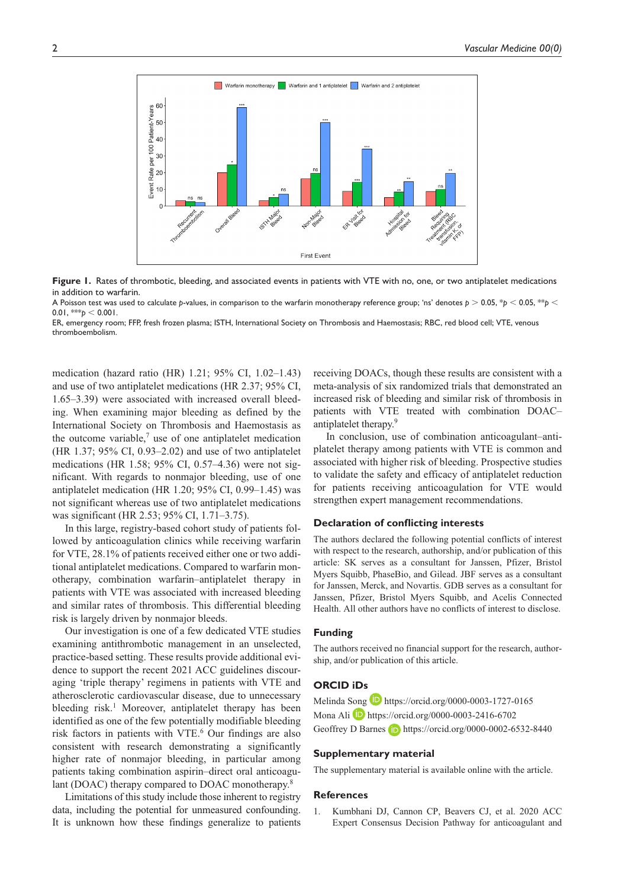**Figure 1.** Rates of thrombotic, bleeding, and associated events in patients with VTE with no, one, or two antiplatelet medications in addition to warfarin.

A Poisson test was used to calculate $p$-values, in comparison to the warfarin monotherapy reference group; 'ns' denotes $p > 0.05$, *$p < 0.05$, **$p < 0.01$, ***$p < 0.001$.

ER, emergency room; FFP, fresh frozen plasma; ISTH, International Society on Thrombosis and Haemostasis; RBC, red blood cell; VTE, venous thromboembolism.

medication (hazard ratio (HR) 1.21; 95% CI, 1.02–1.43) and use of two antiplatelet medications (HR 2.37; 95% CI, 1.65–3.39) were associated with increased overall bleeding. When examining major bleeding as defined by the International Society on Thrombosis and Haemostasis as the outcome variable,[7] use of one antiplatelet medication (HR 1.37; 95% CI, 0.93–2.02) and use of two antiplatelet medications (HR 1.58; 95% CI, 0.57–4.36) were not significant. With regards to nonmajor bleeding, use of one antiplatelet medication (HR 1.20; 95% CI, 0.99–1.45) was not significant whereas use of two antiplatelet medications was significant (HR 2.53; 95% CI, 1.71–3.75).

In this large, registry-based cohort study of patients followed by anticoagulation clinics while receiving warfarin for VTE, 28.1% of patients received either one or two additional antiplatelet medications. Compared to warfarin monotherapy, combination warfarin–antiplatelet therapy in patients with VTE was associated with increased bleeding and similar rates of thrombosis. This differential bleeding risk is largely driven by nonmajor bleeds.

Our investigation is one of a few dedicated VTE studies examining antithrombotic management in an unselected, practice-based setting. These results provide additional evidence to support the recent 2021 ACC guidelines discouraging 'triple therapy' regimens in patients with VTE and atherosclerotic cardiovascular disease, due to unnecessary bleeding risk.[1] Moreover, antiplatelet therapy has been identified as one of the few potentially modifiable bleeding risk factors in patients with VTE.[6] Our findings are also consistent with research demonstrating a significantly higher rate of nonmajor bleeding, in particular among patients taking combination aspirin–direct oral anticoagulant (DOAC) therapy compared to DOAC monotherapy.[8]

Limitations of this study include those inherent to registry data, including the potential for unmeasured confounding. It is unknown how these findings generalize to patients receiving DOACs, though these results are consistent with a meta-analysis of six randomized trials that demonstrated an increased risk of bleeding and similar risk of thrombosis in patients with VTE treated with combination DOAC–antiplatelet therapy.[9]

In conclusion, use of combination anticoagulant–antiplatelet therapy among patients with VTE is common and associated with higher risk of bleeding. Prospective studies to validate the safety and efficacy of antiplatelet reduction for patients receiving anticoagulation for VTE would strengthen expert management recommendations.

## Declaration of conflicting interests

The authors declared the following potential conflicts of interest with respect to the research, authorship, and/or publication of this article: SK serves as a consultant for Janssen, Pfizer, Bristol Myers Squibb, PhaseBio, and Gilead. JBF serves as a consultant for Janssen, Merck, and Novartis. GDB serves as a consultant for Janssen, Pfizer, Bristol Myers Squibb, and Acelis Connected Health. All other authors have no conflicts of interest to disclose.

## Funding

The authors received no financial support for the research, authorship, and/or publication of this article.

## ORCID iDs

Melinda Song https://orcid.org/0000-0003-1727-0165

Mona Ali https://orcid.org/0000-0003-2416-6702

Geoffrey D Barnes https://orcid.org/0000-0002-6532-8440

## Supplementary material

The supplementary material is available online with the article.

## References

1. Kumbhani DJ, Cannon CP, Beavers CJ, et al. 2020 ACC Expert Consensus Decision Pathway for anticoagulant and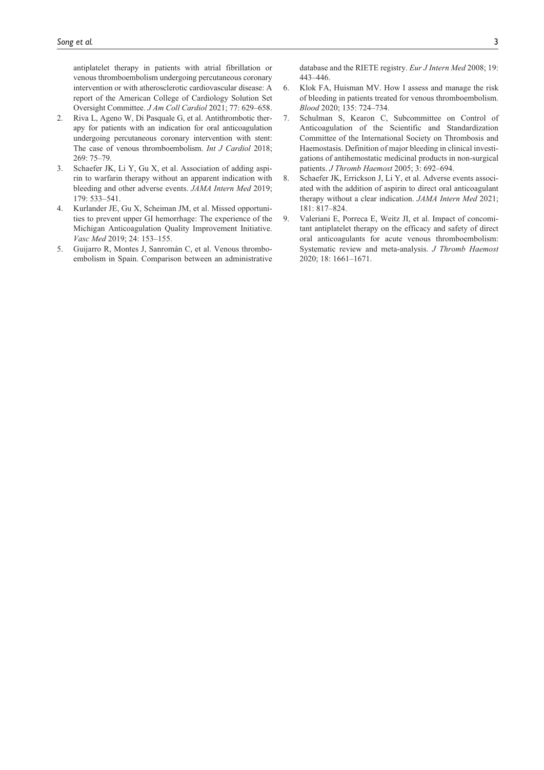antiplatelet therapy in patients with atrial fibrillation or venous thromboembolism undergoing percutaneous coronary intervention or with atherosclerotic cardiovascular disease: A report of the American College of Cardiology Solution Set Oversight Committee. *J Am Coll Cardiol* 2021; 77: 629–658.

2. Riva L, Ageno W, Di Pasquale G, et al. Antithrombotic therapy for patients with an indication for oral anticoagulation undergoing percutaneous coronary intervention with stent: The case of venous thromboembolism. *Int J Cardiol* 2018; 269: 75–79.
3. Schaefer JK, Li Y, Gu X, et al. Association of adding aspirin to warfarin therapy without an apparent indication with bleeding and other adverse events. *JAMA Intern Med* 2019; 179: 533–541.
4. Kurlander JE, Gu X, Scheiman JM, et al. Missed opportunities to prevent upper GI hemorrhage: The experience of the Michigan Anticoagulation Quality Improvement Initiative. *Vasc Med* 2019; 24: 153–155.
5. Guijarro R, Montes J, Sanromán C, et al. Venous thromboembolism in Spain. Comparison between an administrative database and the RIETE registry. *Eur J Intern Med* 2008; 19: 443–446.
6. Klok FA, Huisman MV. How I assess and manage the risk of bleeding in patients treated for venous thromboembolism. *Blood* 2020; 135: 724–734.
7. Schulman S, Kearon C, Subcommittee on Control of Anticoagulation of the Scientific and Standardization Committee of the International Society on Thrombosis and Haemostasis. Definition of major bleeding in clinical investigations of antihemostatic medicinal products in non-surgical patients. *J Thromb Haemost* 2005; 3: 692–694.
8. Schaefer JK, Errickson J, Li Y, et al. Adverse events associated with the addition of aspirin to direct oral anticoagulant therapy without a clear indication. *JAMA Intern Med* 2021; 181: 817–824.
9. Valeriani E, Porreca E, Weitz JI, et al. Impact of concomitant antiplatelet therapy on the efficacy and safety of direct oral anticoagulants for acute venous thromboembolism: Systematic review and meta-analysis. *J Thromb Haemost* 2020; 18: 1661–1671.